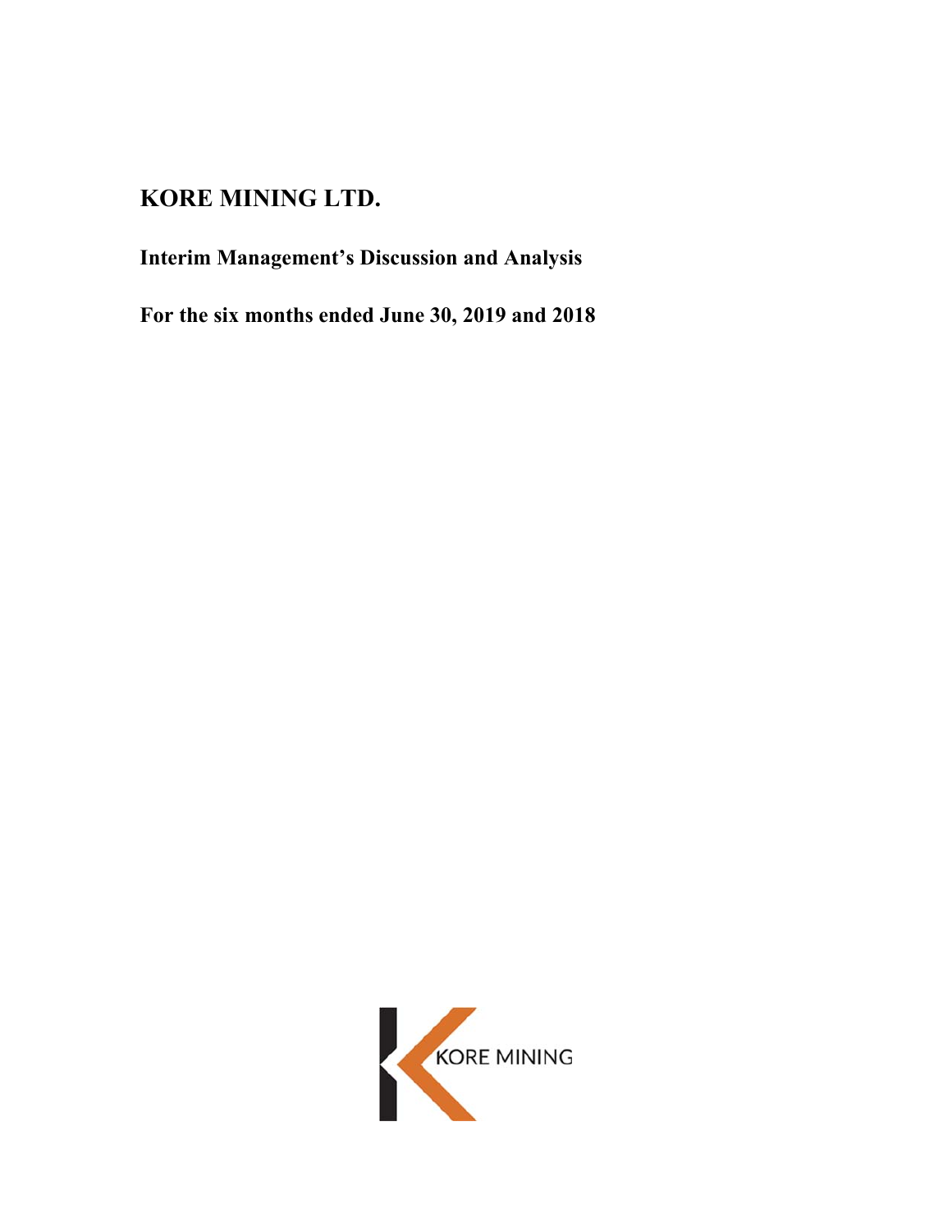# KORE MINING LTD.

## Interim Management's Discussion and Analysis

## For the six months ended June 30, 2019 and 2018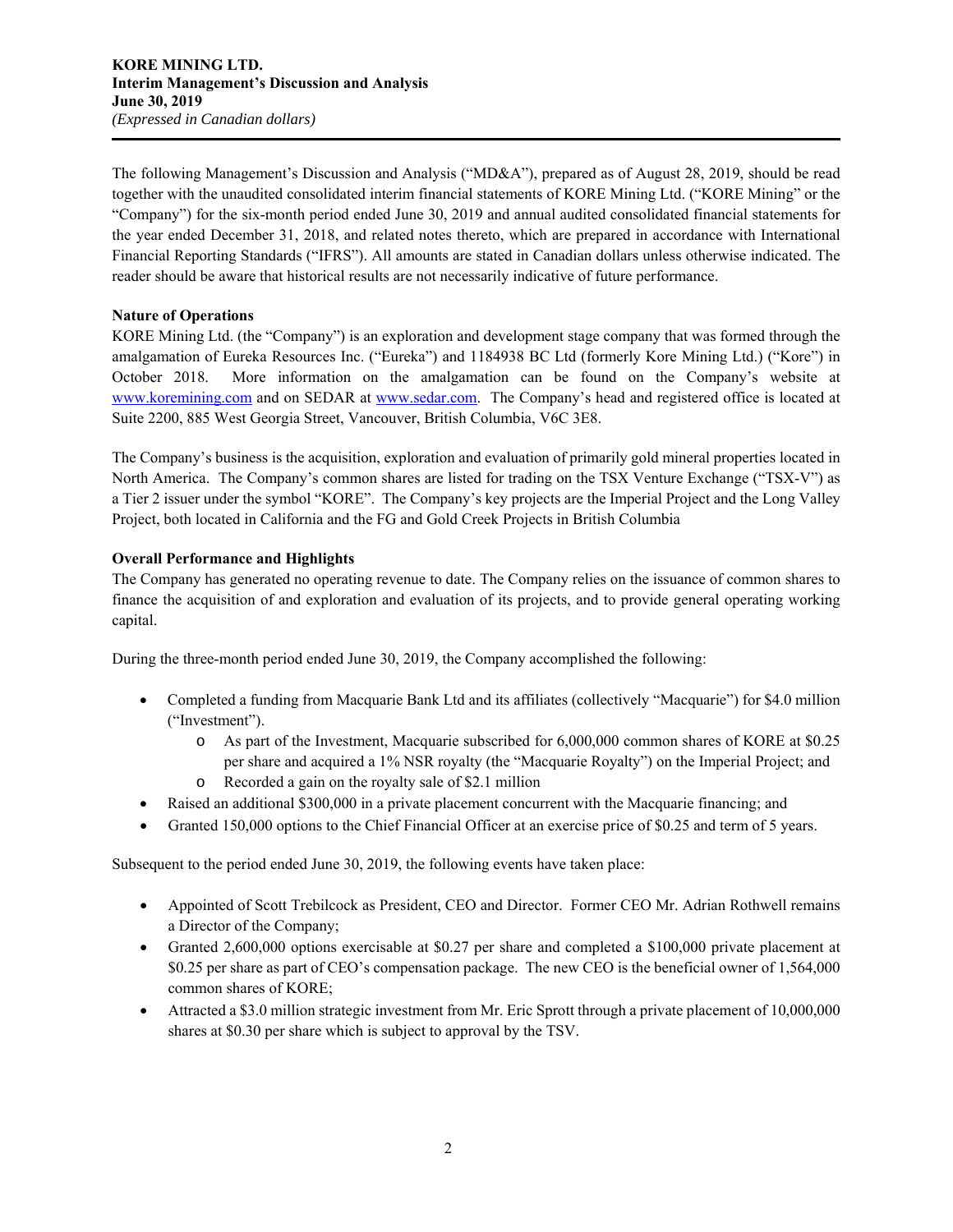The following Management's Discussion and Analysis ("MD&A"), prepared as of August 28, 2019, should be read together with the unaudited consolidated interim financial statements of KORE Mining Ltd. ("KORE Mining" or the "Company") for the six-month period ended June 30, 2019 and annual audited consolidated financial statements for the year ended December 31, 2018, and related notes thereto, which are prepared in accordance with International Financial Reporting Standards ("IFRS"). All amounts are stated in Canadian dollars unless otherwise indicated. The reader should be aware that historical results are not necessarily indicative of future performance.

**Nature of Operations**

KORE Mining Ltd. (the "Company") is an exploration and development stage company that was formed through the amalgamation of Eureka Resources Inc. ("Eureka") and 1184938 BC Ltd (formerly Kore Mining Ltd.) ("Kore") in October 2018. More information on the amalgamation can be found on the Company's website at www.koremining.com and on SEDAR at www.sedar.com. The Company's head and registered office is located at Suite 2200, 885 West Georgia Street, Vancouver, British Columbia, V6C 3E8.

The Company's business is the acquisition, exploration and evaluation of primarily gold mineral properties located in North America. The Company's common shares are listed for trading on the TSX Venture Exchange ("TSX-V") as a Tier 2 issuer under the symbol "KORE". The Company's key projects are the Imperial Project and the Long Valley Project, both located in California and the FG and Gold Creek Projects in British Columbia

**Overall Performance and Highlights**

The Company has generated no operating revenue to date. The Company relies on the issuance of common shares to finance the acquisition of and exploration and evaluation of its projects, and to provide general operating working capital.

During the three-month period ended June 30, 2019, the Company accomplished the following:

- Completed a funding from Macquarie Bank Ltd and its affiliates (collectively "Macquarie") for $4.0 million ("Investment").
  - As part of the Investment, Macquarie subscribed for 6,000,000 common shares of KORE at $0.25 per share and acquired a 1% NSR royalty (the "Macquarie Royalty") on the Imperial Project; and
  - Recorded a gain on the royalty sale of $2.1 million
- Raised an additional $300,000 in a private placement concurrent with the Macquarie financing; and
- Granted 150,000 options to the Chief Financial Officer at an exercise price of $0.25 and term of 5 years.

Subsequent to the period ended June 30, 2019, the following events have taken place:

- Appointed of Scott Trebilcock as President, CEO and Director. Former CEO Mr. Adrian Rothwell remains a Director of the Company;
- Granted 2,600,000 options exercisable at $0.27 per share and completed a $100,000 private placement at $0.25 per share as part of CEO's compensation package. The new CEO is the beneficial owner of 1,564,000 common shares of KORE;
- Attracted a $3.0 million strategic investment from Mr. Eric Sprott through a private placement of 10,000,000 shares at $0.30 per share which is subject to approval by the TSV.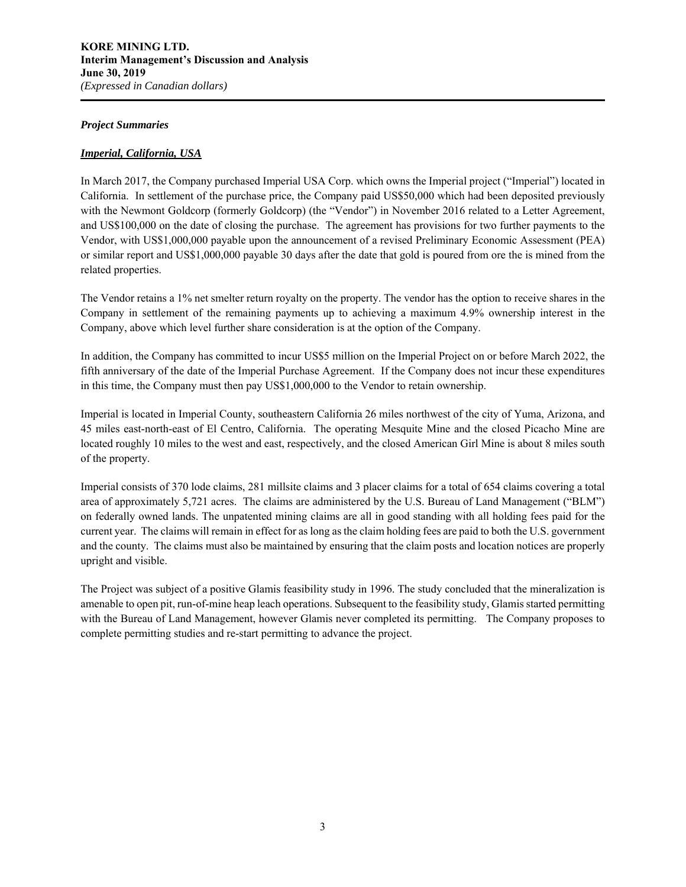### *Project Summaries*

### ***Imperial, California, USA***

In March 2017, the Company purchased Imperial USA Corp. which owns the Imperial project ("Imperial") located in California. In settlement of the purchase price, the Company paid US$50,000 which had been deposited previously with the Newmont Goldcorp (formerly Goldcorp) (the "Vendor") in November 2016 related to a Letter Agreement, and US$100,000 on the date of closing the purchase. The agreement has provisions for two further payments to the Vendor, with US$1,000,000 payable upon the announcement of a revised Preliminary Economic Assessment (PEA) or similar report and US$1,000,000 payable 30 days after the date that gold is poured from ore the is mined from the related properties.

The Vendor retains a 1% net smelter return royalty on the property. The vendor has the option to receive shares in the Company in settlement of the remaining payments up to achieving a maximum 4.9% ownership interest in the Company, above which level further share consideration is at the option of the Company.

In addition, the Company has committed to incur US$5 million on the Imperial Project on or before March 2022, the fifth anniversary of the date of the Imperial Purchase Agreement. If the Company does not incur these expenditures in this time, the Company must then pay US$1,000,000 to the Vendor to retain ownership.

Imperial is located in Imperial County, southeastern California 26 miles northwest of the city of Yuma, Arizona, and 45 miles east-north-east of El Centro, California. The operating Mesquite Mine and the closed Picacho Mine are located roughly 10 miles to the west and east, respectively, and the closed American Girl Mine is about 8 miles south of the property.

Imperial consists of 370 lode claims, 281 millsite claims and 3 placer claims for a total of 654 claims covering a total area of approximately 5,721 acres. The claims are administered by the U.S. Bureau of Land Management ("BLM") on federally owned lands. The unpatented mining claims are all in good standing with all holding fees paid for the current year. The claims will remain in effect for as long as the claim holding fees are paid to both the U.S. government and the county. The claims must also be maintained by ensuring that the claim posts and location notices are properly upright and visible.

The Project was subject of a positive Glamis feasibility study in 1996. The study concluded that the mineralization is amenable to open pit, run-of-mine heap leach operations. Subsequent to the feasibility study, Glamis started permitting with the Bureau of Land Management, however Glamis never completed its permitting. The Company proposes to complete permitting studies and re-start permitting to advance the project.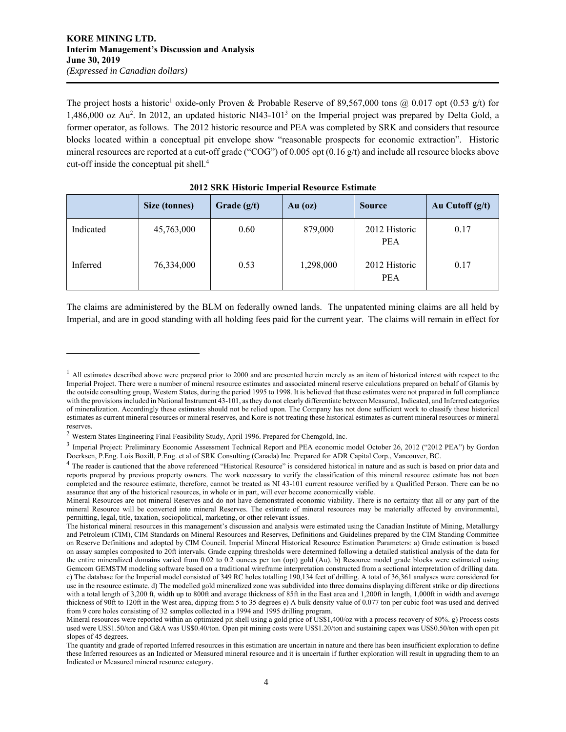The project hosts a historic[1] oxide-only Proven & Probable Reserve of 89,567,000 tons @ 0.017 opt (0.53 g/t) for 1,486,000 oz Au[2]. In 2012, an updated historic NI43-101[3] on the Imperial project was prepared by Delta Gold, a former operator, as follows. The 2012 historic resource and PEA was completed by SRK and considers that resource blocks located within a conceptual pit envelope show "reasonable prospects for economic extraction". Historic mineral resources are reported at a cut-off grade ("COG") of 0.005 opt (0.16 g/t) and include all resource blocks above cut-off inside the conceptual pit shell.[4]

**2012 SRK Historic Imperial Resource Estimate**

| | Size (tonnes) | Grade (g/t) | Au (oz) | Source | Au Cutoff (g/t) |
|---|---|---|---|---|---|
| Indicated | 45,763,000 | 0.60 | 879,000 | 2012 Historic PEA | 0.17 |
| Inferred | 76,334,000 | 0.53 | 1,298,000 | 2012 Historic PEA | 0.17 |

The claims are administered by the BLM on federally owned lands. The unpatented mining claims are all held by Imperial, and are in good standing with all holding fees paid for the current year. The claims will remain in effect for

---

[1] All estimates described above were prepared prior to 2000 and are presented herein merely as an item of historical interest with respect to the Imperial Project. There were a number of mineral resource estimates and associated mineral reserve calculations prepared on behalf of Glamis by the outside consulting group, Western States, during the period 1995 to 1998. It is believed that these estimates were not prepared in full compliance with the provisions included in National Instrument 43-101, as they do not clearly differentiate between Measured, Indicated, and Inferred categories of mineralization. Accordingly these estimates should not be relied upon. The Company has not done sufficient work to classify these historical estimates as current mineral resources or mineral reserves, and Kore is not treating these historical estimates as current mineral resources or mineral reserves.

[2] Western States Engineering Final Feasibility Study, April 1996. Prepared for Chemgold, Inc.

[3] Imperial Project: Preliminary Economic Assessment Technical Report and PEA economic model October 26, 2012 ("2012 PEA") by Gordon Doerksen, P.Eng. Lois Boxill, P.Eng. et al of SRK Consulting (Canada) Inc. Prepared for ADR Capital Corp., Vancouver, BC.

[4] The reader is cautioned that the above referenced "Historical Resource" is considered historical in nature and as such is based on prior data and reports prepared by previous property owners. The work necessary to verify the classification of this mineral resource estimate has not been completed and the resource estimate, therefore, cannot be treated as NI 43-101 current resource verified by a Qualified Person. There can be no assurance that any of the historical resources, in whole or in part, will ever become economically viable.

Mineral Resources are not mineral Reserves and do not have demonstrated economic viability. There is no certainty that all or any part of the mineral Resource will be converted into mineral Reserves. The estimate of mineral resources may be materially affected by environmental, permitting, legal, title, taxation, sociopolitical, marketing, or other relevant issues.

The historical mineral resources in this management's discussion and analysis were estimated using the Canadian Institute of Mining, Metallurgy and Petroleum (CIM), CIM Standards on Mineral Resources and Reserves, Definitions and Guidelines prepared by the CIM Standing Committee on Reserve Definitions and adopted by CIM Council. Imperial Mineral Historical Resource Estimation Parameters: a) Grade estimation is based on assay samples composited to 20ft intervals. Grade capping thresholds were determined following a detailed statistical analysis of the data for the entire mineralized domains varied from 0.02 to 0.2 ounces per ton (opt) gold (Au). b) Resource model grade blocks were estimated using Gemcom GEMSTM modeling software based on a traditional wireframe interpretation constructed from a sectional interpretation of drilling data. c) The database for the Imperial model consisted of 349 RC holes totalling 190,134 feet of drilling. A total of 36,361 analyses were considered for use in the resource estimate. d) The modelled gold mineralized zone was subdivided into three domains displaying different strike or dip directions with a total length of 3,200 ft, width up to 800ft and average thickness of 85ft in the East area and 1,200ft in length, 1,000ft in width and average thickness of 90ft to 120ft in the West area, dipping from 5 to 35 degrees e) A bulk density value of 0.077 ton per cubic foot was used and derived from 9 core holes consisting of 32 samples collected in a 1994 and 1995 drilling program.

Mineral resources were reported within an optimized pit shell using a gold price of US$1,400/oz with a process recovery of 80%. g) Process costs used were US$1.50/ton and G&A was US$0.40/ton. Open pit mining costs were US$1.20/ton and sustaining capex was US$0.50/ton with open pit slopes of 45 degrees.

The quantity and grade of reported Inferred resources in this estimation are uncertain in nature and there has been insufficient exploration to define these Inferred resources as an Indicated or Measured mineral resource and it is uncertain if further exploration will result in upgrading them to an Indicated or Measured mineral resource category.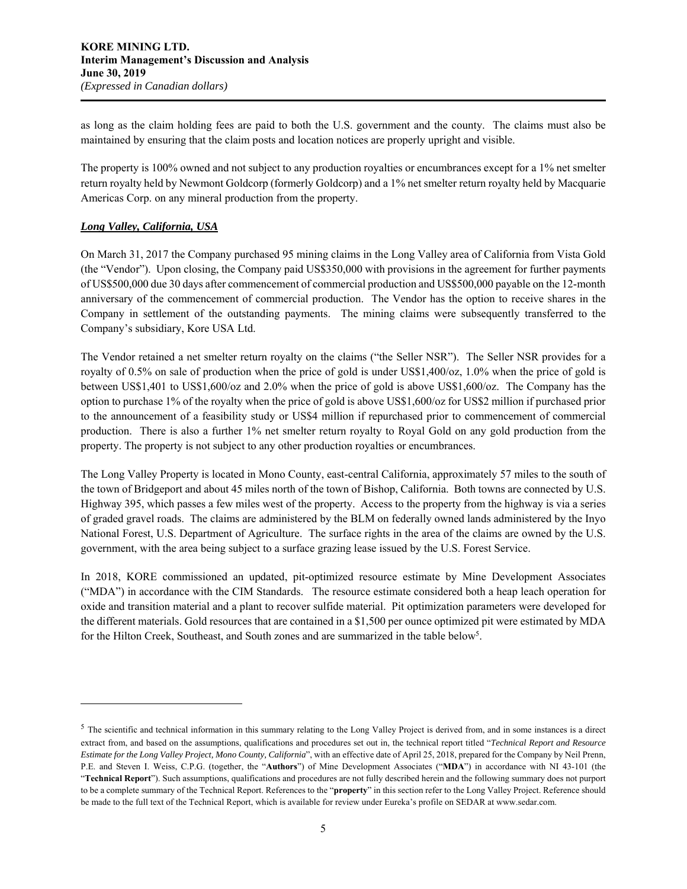as long as the claim holding fees are paid to both the U.S. government and the county. The claims must also be maintained by ensuring that the claim posts and location notices are properly upright and visible.

The property is 100% owned and not subject to any production royalties or encumbrances except for a 1% net smelter return royalty held by Newmont Goldcorp (formerly Goldcorp) and a 1% net smelter return royalty held by Macquarie Americas Corp. on any mineral production from the property.

***Long Valley, California, USA***

On March 31, 2017 the Company purchased 95 mining claims in the Long Valley area of California from Vista Gold (the "Vendor"). Upon closing, the Company paid US$350,000 with provisions in the agreement for further payments of US$500,000 due 30 days after commencement of commercial production and US$500,000 payable on the 12-month anniversary of the commencement of commercial production. The Vendor has the option to receive shares in the Company in settlement of the outstanding payments. The mining claims were subsequently transferred to the Company's subsidiary, Kore USA Ltd.

The Vendor retained a net smelter return royalty on the claims ("the Seller NSR"). The Seller NSR provides for a royalty of 0.5% on sale of production when the price of gold is under US$1,400/oz, 1.0% when the price of gold is between US$1,401 to US$1,600/oz and 2.0% when the price of gold is above US$1,600/oz. The Company has the option to purchase 1% of the royalty when the price of gold is above US$1,600/oz for US$2 million if purchased prior to the announcement of a feasibility study or US$4 million if repurchased prior to commencement of commercial production. There is also a further 1% net smelter return royalty to Royal Gold on any gold production from the property. The property is not subject to any other production royalties or encumbrances.

The Long Valley Property is located in Mono County, east-central California, approximately 57 miles to the south of the town of Bridgeport and about 45 miles north of the town of Bishop, California. Both towns are connected by U.S. Highway 395, which passes a few miles west of the property. Access to the property from the highway is via a series of graded gravel roads. The claims are administered by the BLM on federally owned lands administered by the Inyo National Forest, U.S. Department of Agriculture. The surface rights in the area of the claims are owned by the U.S. government, with the area being subject to a surface grazing lease issued by the U.S. Forest Service.

In 2018, KORE commissioned an updated, pit-optimized resource estimate by Mine Development Associates ("MDA") in accordance with the CIM Standards. The resource estimate considered both a heap leach operation for oxide and transition material and a plant to recover sulfide material. Pit optimization parameters were developed for the different materials. Gold resources that are contained in a $1,500 per ounce optimized pit were estimated by MDA for the Hilton Creek, Southeast, and South zones and are summarized in the table below[5].

---

[5] The scientific and technical information in this summary relating to the Long Valley Project is derived from, and in some instances is a direct extract from, and based on the assumptions, qualifications and procedures set out in, the technical report titled "*Technical Report and Resource Estimate for the Long Valley Project, Mono County, California*", with an effective date of April 25, 2018, prepared for the Company by Neil Prenn, P.E. and Steven I. Weiss, C.P.G. (together, the "**Authors**") of Mine Development Associates ("**MDA**") in accordance with NI 43-101 (the "**Technical Report**"). Such assumptions, qualifications and procedures are not fully described herein and the following summary does not purport to be a complete summary of the Technical Report. References to the "**property**" in this section refer to the Long Valley Project. Reference should be made to the full text of the Technical Report, which is available for review under Eureka's profile on SEDAR at www.sedar.com.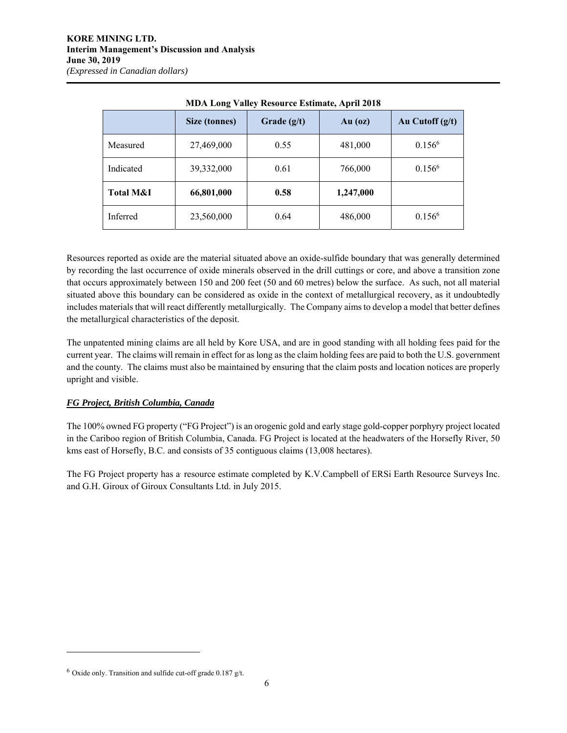**MDA Long Valley Resource Estimate, April 2018**

| | Size (tonnes) | Grade (g/t) | Au (oz) | Au Cutoff (g/t) |
|---|---|---|---|---|
| Measured | 27,469,000 | 0.55 | 481,000 | 0.156[6] |
| Indicated | 39,332,000 | 0.61 | 766,000 | 0.156[6] |
| **Total M&I** | **66,801,000** | **0.58** | **1,247,000** | |
| Inferred | 23,560,000 | 0.64 | 486,000 | 0.156[6] |

Resources reported as oxide are the material situated above an oxide-sulfide boundary that was generally determined by recording the last occurrence of oxide minerals observed in the drill cuttings or core, and above a transition zone that occurs approximately between 150 and 200 feet (50 and 60 metres) below the surface. As such, not all material situated above this boundary can be considered as oxide in the context of metallurgical recovery, as it undoubtedly includes materials that will react differently metallurgically. The Company aims to develop a model that better defines the metallurgical characteristics of the deposit.

The unpatented mining claims are all held by Kore USA, and are in good standing with all holding fees paid for the current year. The claims will remain in effect for as long as the claim holding fees are paid to both the U.S. government and the county. The claims must also be maintained by ensuring that the claim posts and location notices are properly upright and visible.

***FG Project, British Columbia, Canada***

The 100% owned FG property ("FG Project") is an orogenic gold and early stage gold-copper porphyry project located in the Cariboo region of British Columbia, Canada. FG Project is located at the headwaters of the Horsefly River, 50 kms east of Horsefly, B.C. and consists of 35 contiguous claims (13,008 hectares).

The FG Project property has a resource estimate completed by K.V.Campbell of ERSi Earth Resource Surveys Inc. and G.H. Giroux of Giroux Consultants Ltd. in July 2015.

---

[6] Oxide only. Transition and sulfide cut-off grade 0.187 g/t.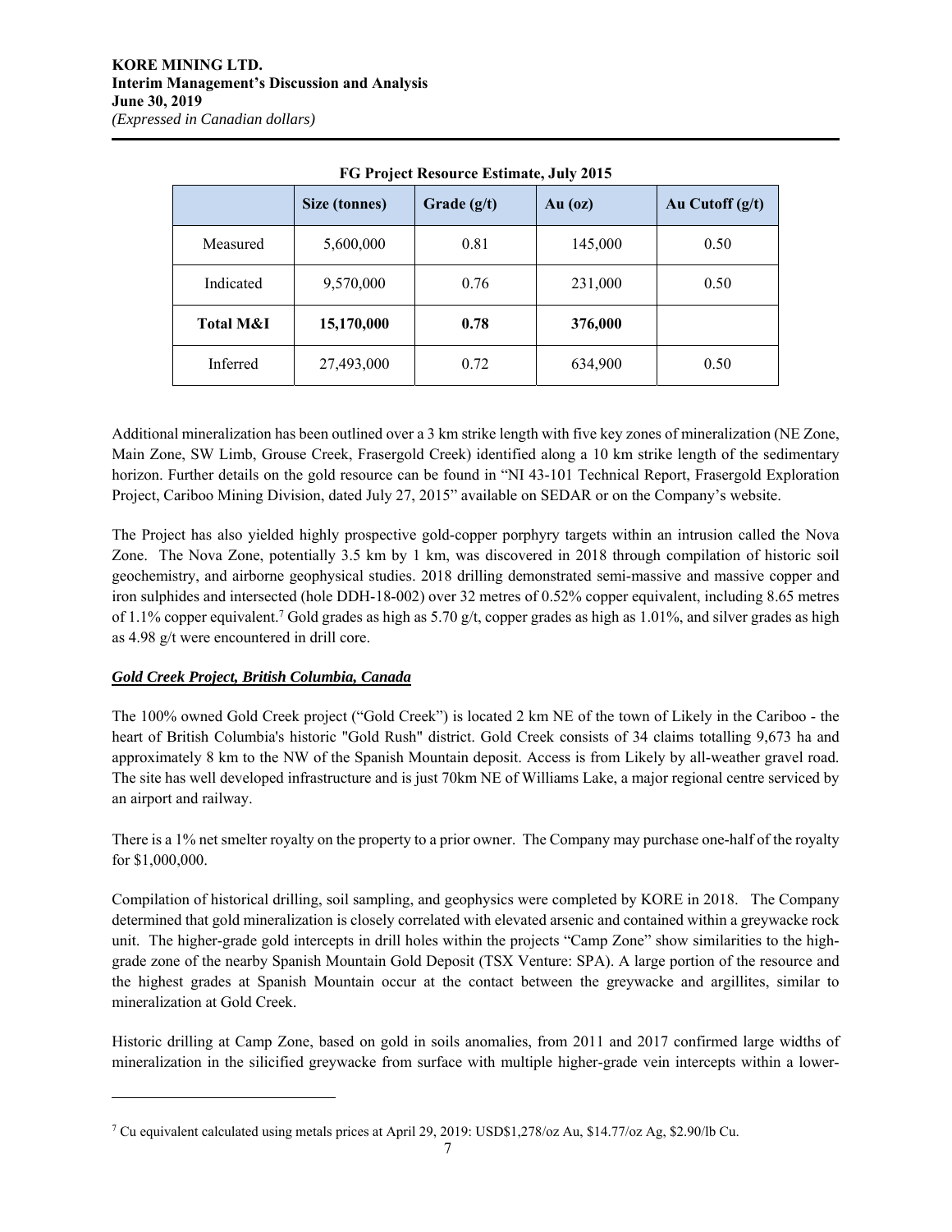**FG Project Resource Estimate, July 2015**

| | Size (tonnes) | Grade (g/t) | Au (oz) | Au Cutoff (g/t) |
|---|---|---|---|---|
| Measured | 5,600,000 | 0.81 | 145,000 | 0.50 |
| Indicated | 9,570,000 | 0.76 | 231,000 | 0.50 |
| **Total M&I** | **15,170,000** | **0.78** | **376,000** | |
| Inferred | 27,493,000 | 0.72 | 634,900 | 0.50 |

Additional mineralization has been outlined over a 3 km strike length with five key zones of mineralization (NE Zone, Main Zone, SW Limb, Grouse Creek, Frasergold Creek) identified along a 10 km strike length of the sedimentary horizon. Further details on the gold resource can be found in "NI 43-101 Technical Report, Frasergold Exploration Project, Cariboo Mining Division, dated July 27, 2015" available on SEDAR or on the Company's website.

The Project has also yielded highly prospective gold-copper porphyry targets within an intrusion called the Nova Zone. The Nova Zone, potentially 3.5 km by 1 km, was discovered in 2018 through compilation of historic soil geochemistry, and airborne geophysical studies. 2018 drilling demonstrated semi-massive and massive copper and iron sulphides and intersected (hole DDH-18-002) over 32 metres of 0.52% copper equivalent, including 8.65 metres of 1.1% copper equivalent.[7] Gold grades as high as 5.70 g/t, copper grades as high as 1.01%, and silver grades as high as 4.98 g/t were encountered in drill core.

### ***Gold Creek Project, British Columbia, Canada***

The 100% owned Gold Creek project ("Gold Creek") is located 2 km NE of the town of Likely in the Cariboo - the heart of British Columbia's historic "Gold Rush" district. Gold Creek consists of 34 claims totalling 9,673 ha and approximately 8 km to the NW of the Spanish Mountain deposit. Access is from Likely by all-weather gravel road. The site has well developed infrastructure and is just 70km NE of Williams Lake, a major regional centre serviced by an airport and railway.

There is a 1% net smelter royalty on the property to a prior owner. The Company may purchase one-half of the royalty for $1,000,000.

Compilation of historical drilling, soil sampling, and geophysics were completed by KORE in 2018. The Company determined that gold mineralization is closely correlated with elevated arsenic and contained within a greywacke rock unit. The higher-grade gold intercepts in drill holes within the projects "Camp Zone" show similarities to the high-grade zone of the nearby Spanish Mountain Gold Deposit (TSX Venture: SPA). A large portion of the resource and the highest grades at Spanish Mountain occur at the contact between the greywacke and argillites, similar to mineralization at Gold Creek.

Historic drilling at Camp Zone, based on gold in soils anomalies, from 2011 and 2017 confirmed large widths of mineralization in the silicified greywacke from surface with multiple higher-grade vein intercepts within a lower-

---

[7] Cu equivalent calculated using metals prices at April 29, 2019: USD$1,278/oz Au, $14.77/oz Ag, $2.90/lb Cu.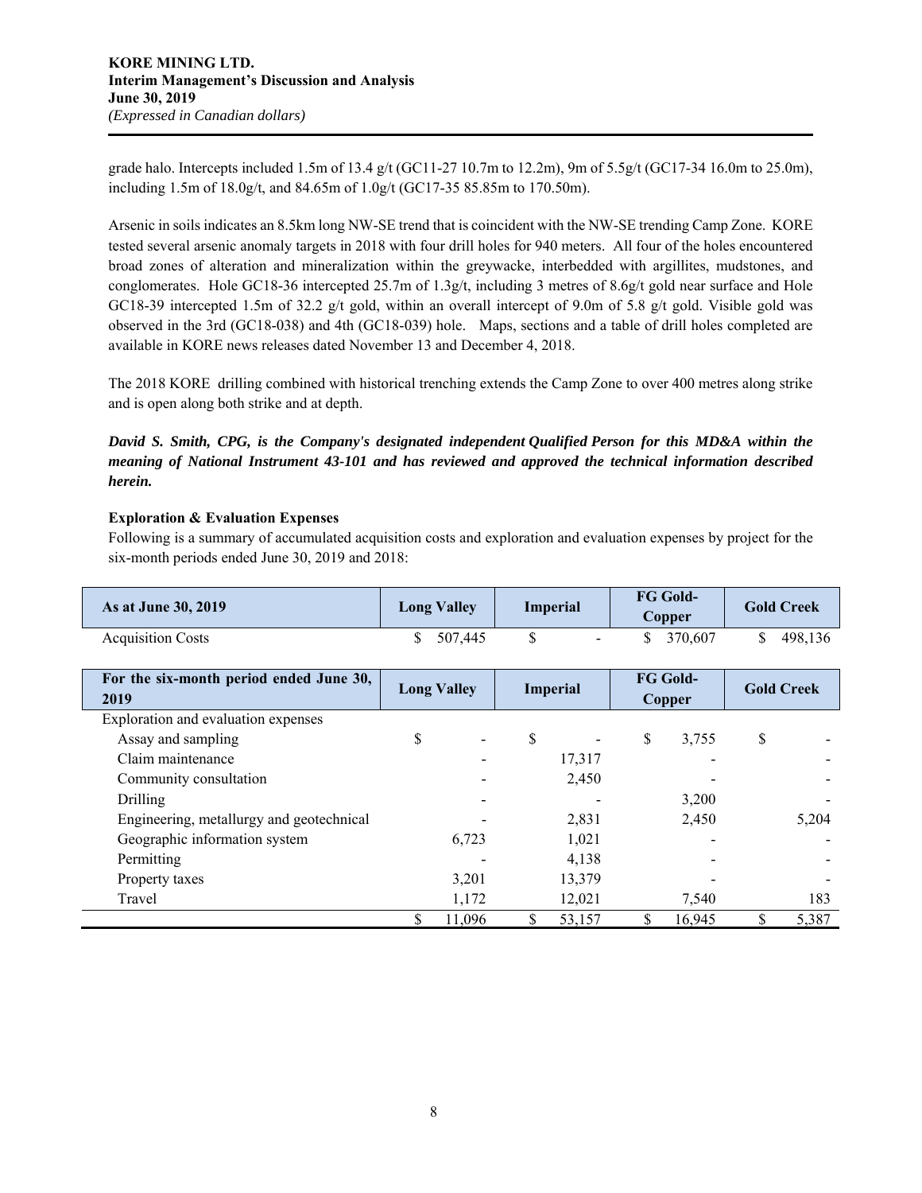grade halo. Intercepts included 1.5m of 13.4 g/t (GC11-27 10.7m to 12.2m), 9m of 5.5g/t (GC17-34 16.0m to 25.0m), including 1.5m of 18.0g/t, and 84.65m of 1.0g/t (GC17-35 85.85m to 170.50m).

Arsenic in soils indicates an 8.5km long NW-SE trend that is coincident with the NW-SE trending Camp Zone. KORE tested several arsenic anomaly targets in 2018 with four drill holes for 940 meters. All four of the holes encountered broad zones of alteration and mineralization within the greywacke, interbedded with argillites, mudstones, and conglomerates. Hole GC18-36 intercepted 25.7m of 1.3g/t, including 3 metres of 8.6g/t gold near surface and Hole GC18-39 intercepted 1.5m of 32.2 g/t gold, within an overall intercept of 9.0m of 5.8 g/t gold. Visible gold was observed in the 3rd (GC18-038) and 4th (GC18-039) hole. Maps, sections and a table of drill holes completed are available in KORE news releases dated November 13 and December 4, 2018.

The 2018 KORE drilling combined with historical trenching extends the Camp Zone to over 400 metres along strike and is open along both strike and at depth.

***David S. Smith, CPG, is the Company's designated independent Qualified Person for this MD&A within the meaning of National Instrument 43-101 and has reviewed and approved the technical information described herein.***

**Exploration & Evaluation Expenses**

Following is a summary of accumulated acquisition costs and exploration and evaluation expenses by project for the six-month periods ended June 30, 2019 and 2018:

| As at June 30, 2019 | Long Valley | Imperial | FG Gold-Copper | Gold Creek |
|---|---|---|---|---|
| Acquisition Costs | $ 507,445 | $ - | $ 370,607 | $ 498,136 |

| For the six-month period ended June 30, 2019 | Long Valley | Imperial | FG Gold-Copper | Gold Creek |
|---|---|---|---|---|
| Exploration and evaluation expenses | | | | |
| Assay and sampling | $ - | $ - | $ 3,755 | $ - |
| Claim maintenance | - | 17,317 | - | - |
| Community consultation | - | 2,450 | - | - |
| Drilling | - | - | 3,200 | - |
| Engineering, metallurgy and geotechnical | - | 2,831 | 2,450 | 5,204 |
| Geographic information system | 6,723 | 1,021 | - | - |
| Permitting | - | 4,138 | - | - |
| Property taxes | 3,201 | 13,379 | - | - |
| Travel | 1,172 | 12,021 | 7,540 | 183 |
| | $ 11,096 | $ 53,157 | $ 16,945 | $ 5,387 |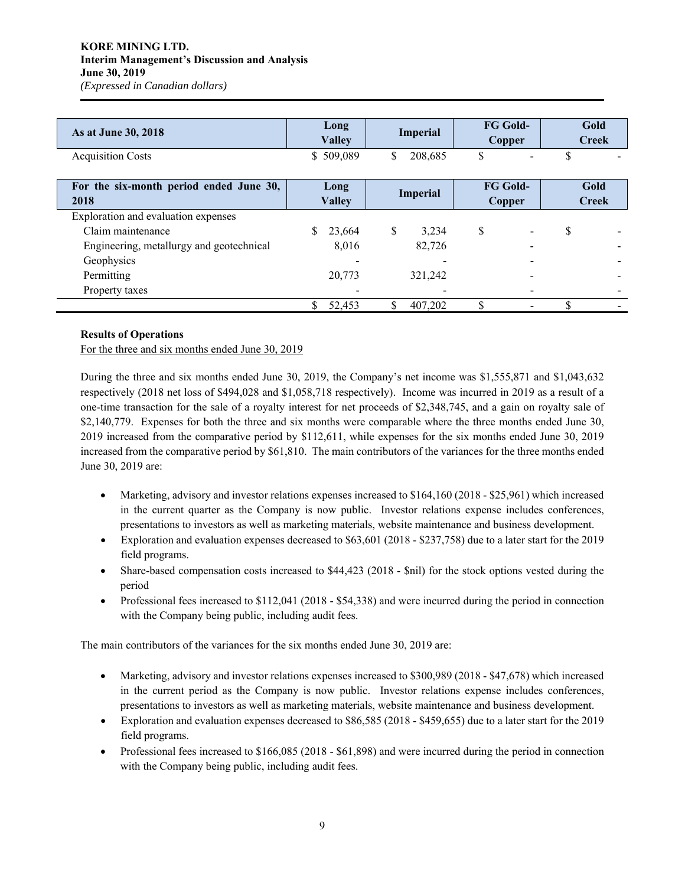| As at June 30, 2018 | Long Valley | Imperial | FG Gold-Copper | Gold Creek |
|---|---|---|---|---|
| Acquisition Costs | $ 509,089 | $ 208,685 | $ - | $ - |

| For the six-month period ended June 30, 2018 | Long Valley | Imperial | FG Gold-Copper | Gold Creek |
|---|---|---|---|---|
| Exploration and evaluation expenses | | | | |
| Claim maintenance | $ 23,664 | $ 3,234 | $ - | $ - |
| Engineering, metallurgy and geotechnical | 8,016 | 82,726 | - | - |
| Geophysics | - | - | - | - |
| Permitting | 20,773 | 321,242 | - | - |
| Property taxes | - | - | - | - |
| | $ 52,453 | $ 407,202 | $ - | $ - |

**Results of Operations**

For the three and six months ended June 30, 2019

During the three and six months ended June 30, 2019, the Company's net income was $1,555,871 and $1,043,632 respectively (2018 net loss of $494,028 and $1,058,718 respectively). Income was incurred in 2019 as a result of a one-time transaction for the sale of a royalty interest for net proceeds of $2,348,745, and a gain on royalty sale of $2,140,779. Expenses for both the three and six months were comparable where the three months ended June 30, 2019 increased from the comparative period by $112,611, while expenses for the six months ended June 30, 2019 increased from the comparative period by $61,810. The main contributors of the variances for the three months ended June 30, 2019 are:

- Marketing, advisory and investor relations expenses increased to $164,160 (2018 - $25,961) which increased in the current quarter as the Company is now public. Investor relations expense includes conferences, presentations to investors as well as marketing materials, website maintenance and business development.
- Exploration and evaluation expenses decreased to $63,601 (2018 - $237,758) due to a later start for the 2019 field programs.
- Share-based compensation costs increased to $44,423 (2018 - $nil) for the stock options vested during the period
- Professional fees increased to $112,041 (2018 - $54,338) and were incurred during the period in connection with the Company being public, including audit fees.

The main contributors of the variances for the six months ended June 30, 2019 are:

- Marketing, advisory and investor relations expenses increased to $300,989 (2018 - $47,678) which increased in the current period as the Company is now public. Investor relations expense includes conferences, presentations to investors as well as marketing materials, website maintenance and business development.
- Exploration and evaluation expenses decreased to $86,585 (2018 - $459,655) due to a later start for the 2019 field programs.
- Professional fees increased to $166,085 (2018 - $61,898) and were incurred during the period in connection with the Company being public, including audit fees.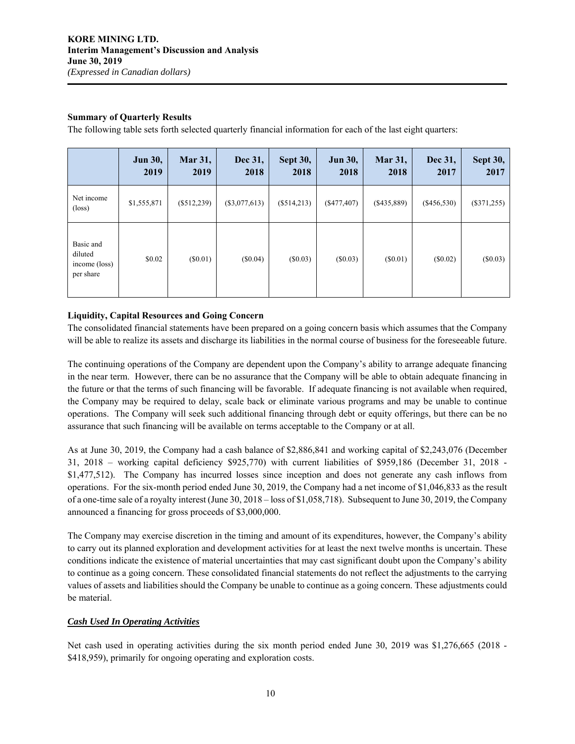**Summary of Quarterly Results**

The following table sets forth selected quarterly financial information for each of the last eight quarters:

| | Jun 30, 2019 | Mar 31, 2019 | Dec 31, 2018 | Sept 30, 2018 | Jun 30, 2018 | Mar 31, 2018 | Dec 31, 2017 | Sept 30, 2017 |
|---|---|---|---|---|---|---|---|---|
| Net income (loss) | $1,555,871 | ($512,239) | ($3,077,613) | ($514,213) | ($477,407) | ($435,889) | ($456,530) | ($371,255) |
| Basic and diluted income (loss) per share | $0.02 | ($0.01) | ($0.04) | ($0.03) | ($0.03) | ($0.01) | ($0.02) | ($0.03) |

**Liquidity, Capital Resources and Going Concern**

The consolidated financial statements have been prepared on a going concern basis which assumes that the Company will be able to realize its assets and discharge its liabilities in the normal course of business for the foreseeable future.

The continuing operations of the Company are dependent upon the Company's ability to arrange adequate financing in the near term. However, there can be no assurance that the Company will be able to obtain adequate financing in the future or that the terms of such financing will be favorable. If adequate financing is not available when required, the Company may be required to delay, scale back or eliminate various programs and may be unable to continue operations. The Company will seek such additional financing through debt or equity offerings, but there can be no assurance that such financing will be available on terms acceptable to the Company or at all.

As at June 30, 2019, the Company had a cash balance of $2,886,841 and working capital of $2,243,076 (December 31, 2018 – working capital deficiency $925,770) with current liabilities of $959,186 (December 31, 2018 - $1,477,512). The Company has incurred losses since inception and does not generate any cash inflows from operations. For the six-month period ended June 30, 2019, the Company had a net income of $1,046,833 as the result of a one-time sale of a royalty interest (June 30, 2018 – loss of $1,058,718). Subsequent to June 30, 2019, the Company announced a financing for gross proceeds of $3,000,000.

The Company may exercise discretion in the timing and amount of its expenditures, however, the Company's ability to carry out its planned exploration and development activities for at least the next twelve months is uncertain. These conditions indicate the existence of material uncertainties that may cast significant doubt upon the Company's ability to continue as a going concern. These consolidated financial statements do not reflect the adjustments to the carrying values of assets and liabilities should the Company be unable to continue as a going concern. These adjustments could be material.

***Cash Used In Operating Activities***

Net cash used in operating activities during the six month period ended June 30, 2019 was $1,276,665 (2018 - $418,959), primarily for ongoing operating and exploration costs.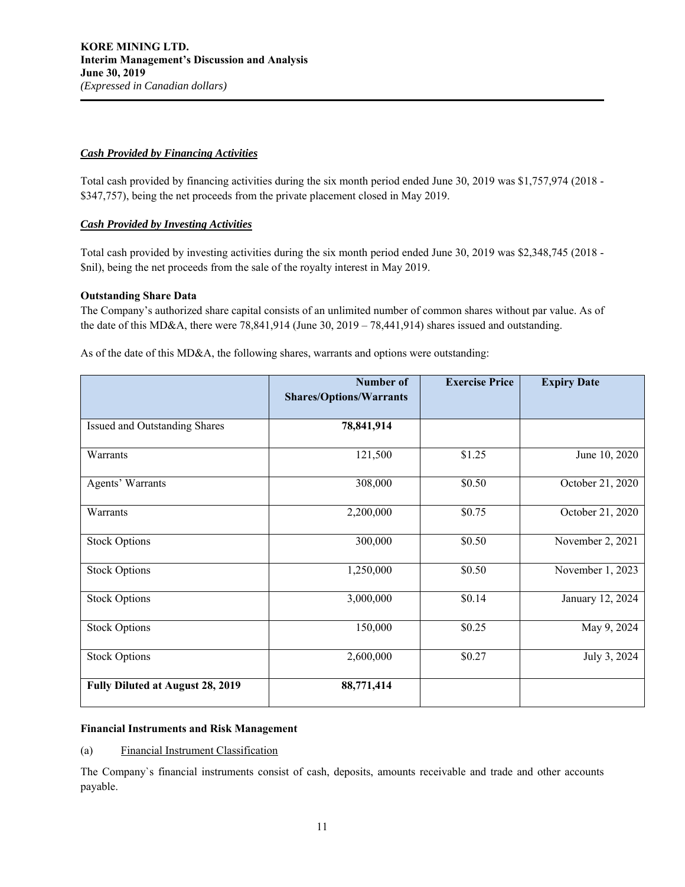***Cash Provided by Financing Activities***

Total cash provided by financing activities during the six month period ended June 30, 2019 was $1,757,974 (2018 - $347,757), being the net proceeds from the private placement closed in May 2019.

***Cash Provided by Investing Activities***

Total cash provided by investing activities during the six month period ended June 30, 2019 was $2,348,745 (2018 - $nil), being the net proceeds from the sale of the royalty interest in May 2019.

**Outstanding Share Data**

The Company's authorized share capital consists of an unlimited number of common shares without par value. As of the date of this MD&A, there were 78,841,914 (June 30, 2019 – 78,441,914) shares issued and outstanding.

As of the date of this MD&A, the following shares, warrants and options were outstanding:

| | Number of Shares/Options/Warrants | Exercise Price | Expiry Date |
|---|---|---|---|
| Issued and Outstanding Shares | **78,841,914** | | |
| Warrants | 121,500 | $1.25 | June 10, 2020 |
| Agents' Warrants | 308,000 | $0.50 | October 21, 2020 |
| Warrants | 2,200,000 | $0.75 | October 21, 2020 |
| Stock Options | 300,000 | $0.50 | November 2, 2021 |
| Stock Options | 1,250,000 | $0.50 | November 1, 2023 |
| Stock Options | 3,000,000 | $0.14 | January 12, 2024 |
| Stock Options | 150,000 | $0.25 | May 9, 2024 |
| Stock Options | 2,600,000 | $0.27 | July 3, 2024 |
| **Fully Diluted at August 28, 2019** | **88,771,414** | | |

**Financial Instruments and Risk Management**

(a) Financial Instrument Classification

The Company`s financial instruments consist of cash, deposits, amounts receivable and trade and other accounts payable.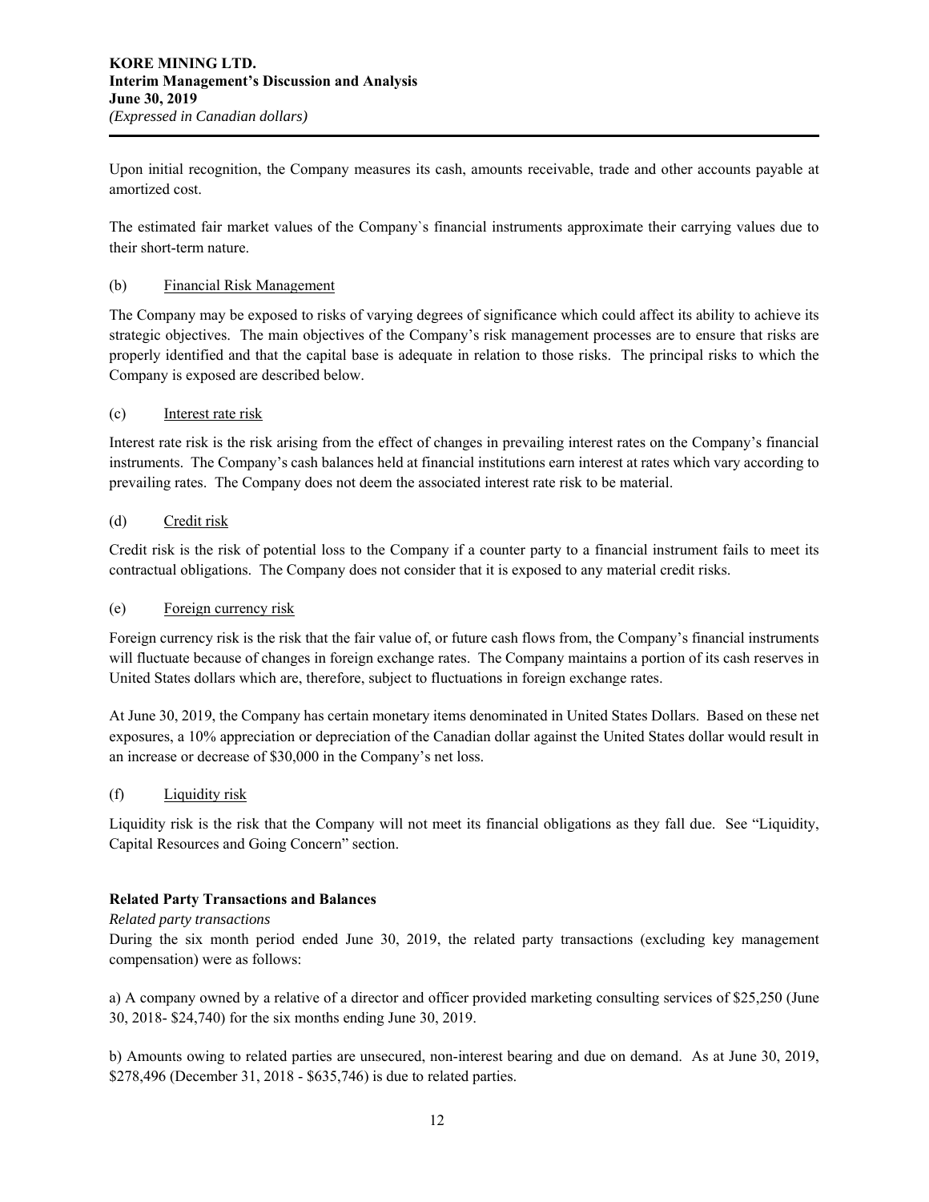Upon initial recognition, the Company measures its cash, amounts receivable, trade and other accounts payable at amortized cost.

The estimated fair market values of the Company`s financial instruments approximate their carrying values due to their short-term nature.

(b) Financial Risk Management

The Company may be exposed to risks of varying degrees of significance which could affect its ability to achieve its strategic objectives. The main objectives of the Company's risk management processes are to ensure that risks are properly identified and that the capital base is adequate in relation to those risks. The principal risks to which the Company is exposed are described below.

(c) Interest rate risk

Interest rate risk is the risk arising from the effect of changes in prevailing interest rates on the Company's financial instruments. The Company's cash balances held at financial institutions earn interest at rates which vary according to prevailing rates. The Company does not deem the associated interest rate risk to be material.

(d) Credit risk

Credit risk is the risk of potential loss to the Company if a counter party to a financial instrument fails to meet its contractual obligations. The Company does not consider that it is exposed to any material credit risks.

(e) Foreign currency risk

Foreign currency risk is the risk that the fair value of, or future cash flows from, the Company's financial instruments will fluctuate because of changes in foreign exchange rates. The Company maintains a portion of its cash reserves in United States dollars which are, therefore, subject to fluctuations in foreign exchange rates.

At June 30, 2019, the Company has certain monetary items denominated in United States Dollars. Based on these net exposures, a 10% appreciation or depreciation of the Canadian dollar against the United States dollar would result in an increase or decrease of $30,000 in the Company's net loss.

(f) Liquidity risk

Liquidity risk is the risk that the Company will not meet its financial obligations as they fall due. See "Liquidity, Capital Resources and Going Concern" section.

**Related Party Transactions and Balances**

*Related party transactions*

During the six month period ended June 30, 2019, the related party transactions (excluding key management compensation) were as follows:

a) A company owned by a relative of a director and officer provided marketing consulting services of $25,250 (June 30, 2018- $24,740) for the six months ending June 30, 2019.

b) Amounts owing to related parties are unsecured, non-interest bearing and due on demand. As at June 30, 2019, $278,496 (December 31, 2018 - $635,746) is due to related parties.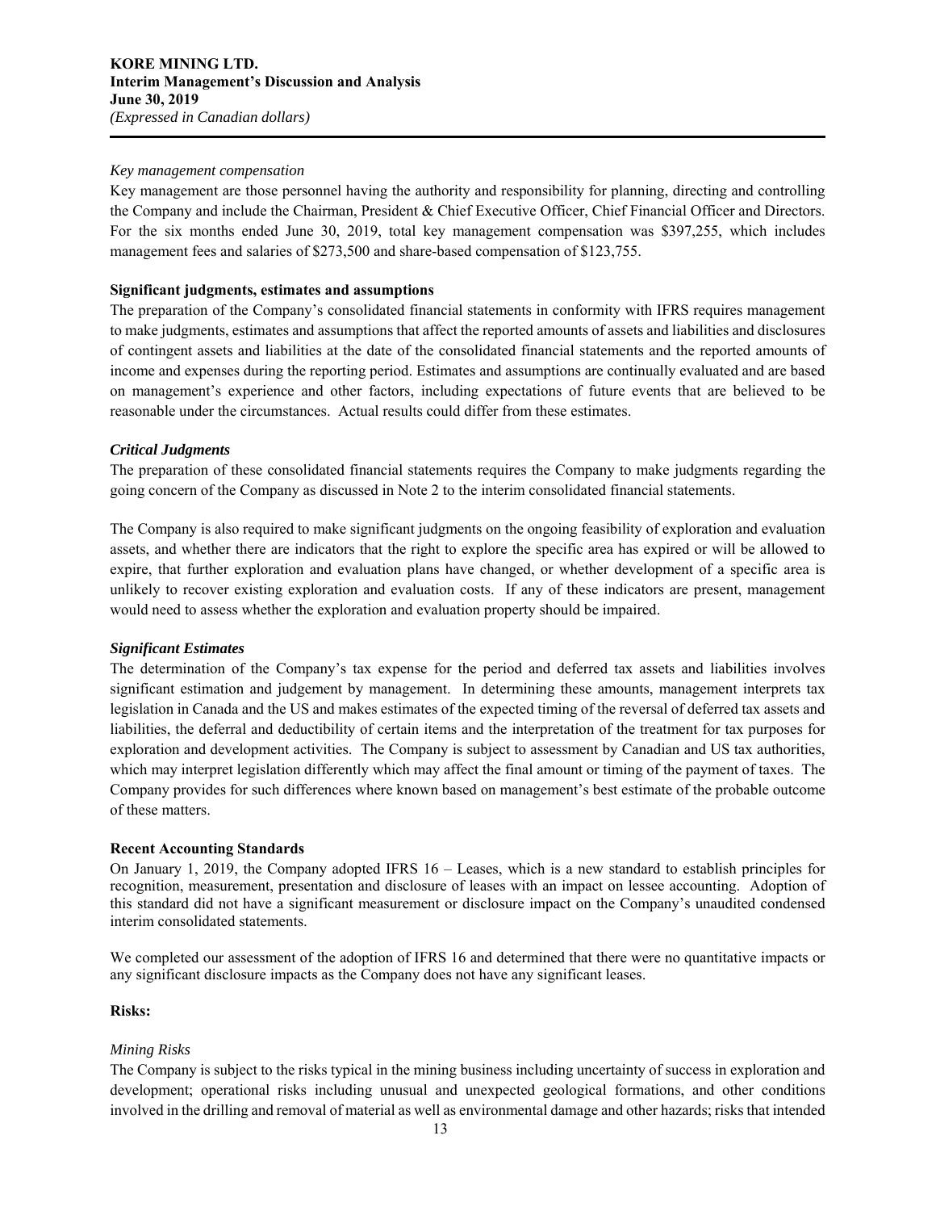*Key management compensation*

Key management are those personnel having the authority and responsibility for planning, directing and controlling the Company and include the Chairman, President & Chief Executive Officer, Chief Financial Officer and Directors. For the six months ended June 30, 2019, total key management compensation was $397,255, which includes management fees and salaries of $273,500 and share-based compensation of $123,755.

**Significant judgments, estimates and assumptions**

The preparation of the Company's consolidated financial statements in conformity with IFRS requires management to make judgments, estimates and assumptions that affect the reported amounts of assets and liabilities and disclosures of contingent assets and liabilities at the date of the consolidated financial statements and the reported amounts of income and expenses during the reporting period. Estimates and assumptions are continually evaluated and are based on management's experience and other factors, including expectations of future events that are believed to be reasonable under the circumstances. Actual results could differ from these estimates.

***Critical Judgments***

The preparation of these consolidated financial statements requires the Company to make judgments regarding the going concern of the Company as discussed in Note 2 to the interim consolidated financial statements.

The Company is also required to make significant judgments on the ongoing feasibility of exploration and evaluation assets, and whether there are indicators that the right to explore the specific area has expired or will be allowed to expire, that further exploration and evaluation plans have changed, or whether development of a specific area is unlikely to recover existing exploration and evaluation costs. If any of these indicators are present, management would need to assess whether the exploration and evaluation property should be impaired.

***Significant Estimates***

The determination of the Company's tax expense for the period and deferred tax assets and liabilities involves significant estimation and judgement by management. In determining these amounts, management interprets tax legislation in Canada and the US and makes estimates of the expected timing of the reversal of deferred tax assets and liabilities, the deferral and deductibility of certain items and the interpretation of the treatment for tax purposes for exploration and development activities. The Company is subject to assessment by Canadian and US tax authorities, which may interpret legislation differently which may affect the final amount or timing of the payment of taxes. The Company provides for such differences where known based on management's best estimate of the probable outcome of these matters.

**Recent Accounting Standards**

On January 1, 2019, the Company adopted IFRS 16 – Leases, which is a new standard to establish principles for recognition, measurement, presentation and disclosure of leases with an impact on lessee accounting. Adoption of this standard did not have a significant measurement or disclosure impact on the Company's unaudited condensed interim consolidated statements.

We completed our assessment of the adoption of IFRS 16 and determined that there were no quantitative impacts or any significant disclosure impacts as the Company does not have any significant leases.

**Risks:**

*Mining Risks*

The Company is subject to the risks typical in the mining business including uncertainty of success in exploration and development; operational risks including unusual and unexpected geological formations, and other conditions involved in the drilling and removal of material as well as environmental damage and other hazards; risks that intended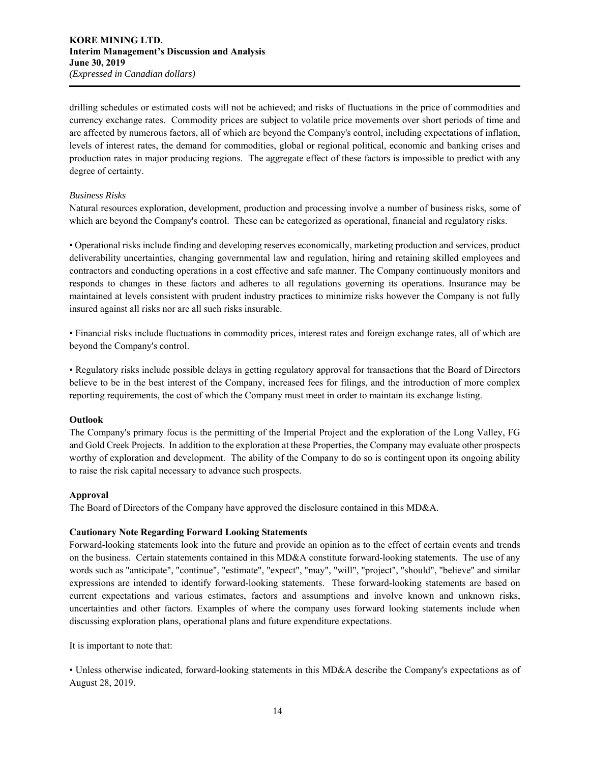drilling schedules or estimated costs will not be achieved; and risks of fluctuations in the price of commodities and currency exchange rates. Commodity prices are subject to volatile price movements over short periods of time and are affected by numerous factors, all of which are beyond the Company's control, including expectations of inflation, levels of interest rates, the demand for commodities, global or regional political, economic and banking crises and production rates in major producing regions. The aggregate effect of these factors is impossible to predict with any degree of certainty.

*Business Risks*

Natural resources exploration, development, production and processing involve a number of business risks, some of which are beyond the Company's control. These can be categorized as operational, financial and regulatory risks.

• Operational risks include finding and developing reserves economically, marketing production and services, product deliverability uncertainties, changing governmental law and regulation, hiring and retaining skilled employees and contractors and conducting operations in a cost effective and safe manner. The Company continuously monitors and responds to changes in these factors and adheres to all regulations governing its operations. Insurance may be maintained at levels consistent with prudent industry practices to minimize risks however the Company is not fully insured against all risks nor are all such risks insurable.

• Financial risks include fluctuations in commodity prices, interest rates and foreign exchange rates, all of which are beyond the Company's control.

• Regulatory risks include possible delays in getting regulatory approval for transactions that the Board of Directors believe to be in the best interest of the Company, increased fees for filings, and the introduction of more complex reporting requirements, the cost of which the Company must meet in order to maintain its exchange listing.

**Outlook**

The Company's primary focus is the permitting of the Imperial Project and the exploration of the Long Valley, FG and Gold Creek Projects. In addition to the exploration at these Properties, the Company may evaluate other prospects worthy of exploration and development. The ability of the Company to do so is contingent upon its ongoing ability to raise the risk capital necessary to advance such prospects.

**Approval**

The Board of Directors of the Company have approved the disclosure contained in this MD&A.

**Cautionary Note Regarding Forward Looking Statements**

Forward-looking statements look into the future and provide an opinion as to the effect of certain events and trends on the business. Certain statements contained in this MD&A constitute forward-looking statements. The use of any words such as "anticipate", "continue", "estimate", "expect", "may", "will", "project", "should", "believe" and similar expressions are intended to identify forward-looking statements. These forward-looking statements are based on current expectations and various estimates, factors and assumptions and involve known and unknown risks, uncertainties and other factors. Examples of where the company uses forward looking statements include when discussing exploration plans, operational plans and future expenditure expectations.

It is important to note that:

• Unless otherwise indicated, forward-looking statements in this MD&A describe the Company's expectations as of August 28, 2019.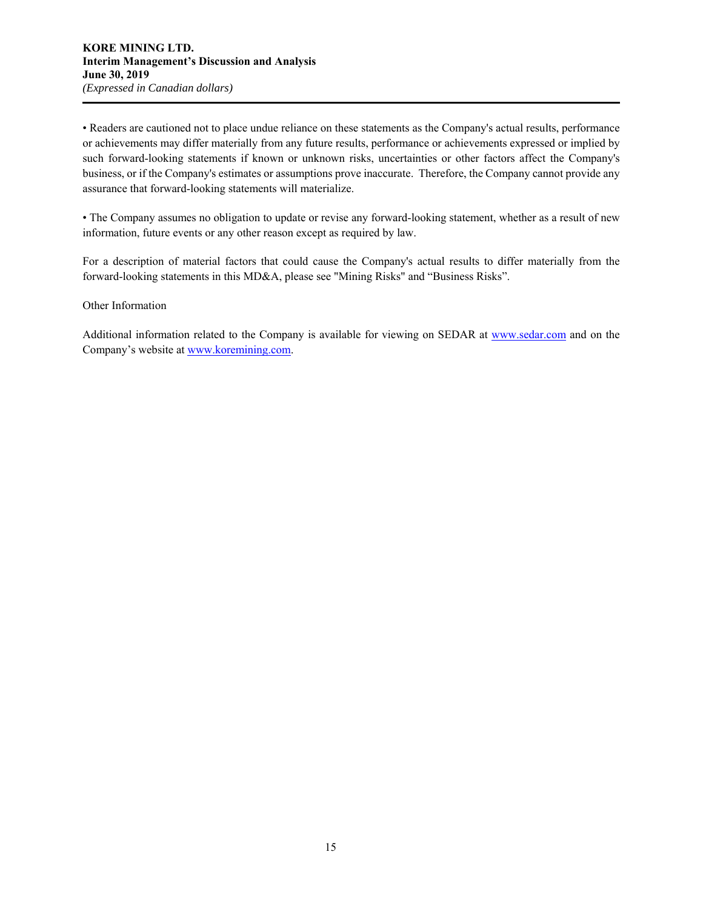• Readers are cautioned not to place undue reliance on these statements as the Company's actual results, performance or achievements may differ materially from any future results, performance or achievements expressed or implied by such forward-looking statements if known or unknown risks, uncertainties or other factors affect the Company's business, or if the Company's estimates or assumptions prove inaccurate. Therefore, the Company cannot provide any assurance that forward-looking statements will materialize.

• The Company assumes no obligation to update or revise any forward-looking statement, whether as a result of new information, future events or any other reason except as required by law.

For a description of material factors that could cause the Company's actual results to differ materially from the forward-looking statements in this MD&A, please see "Mining Risks" and "Business Risks".

Other Information

Additional information related to the Company is available for viewing on SEDAR at www.sedar.com and on the Company's website at www.koremining.com.